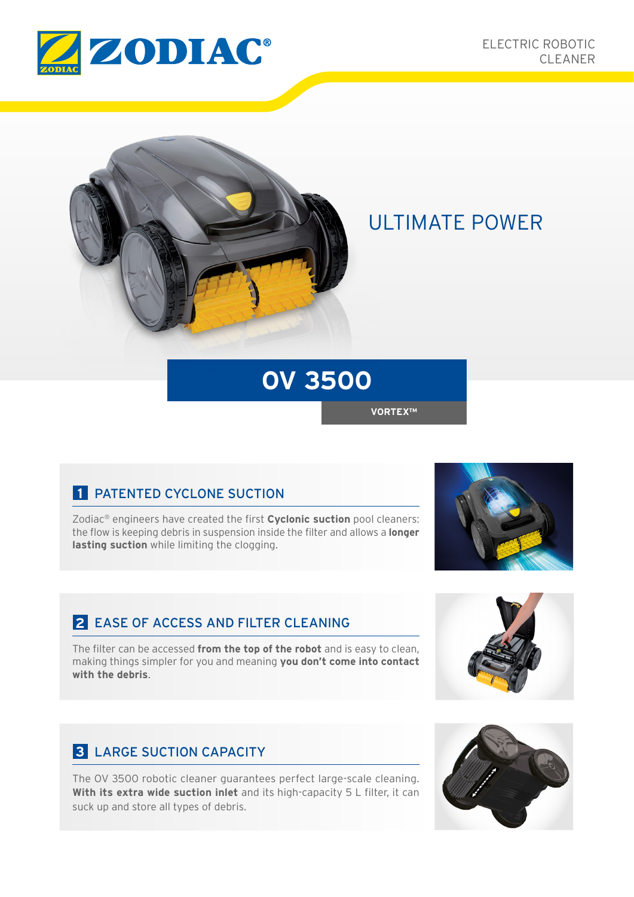ZODIAC®

ELECTRIC ROBOTIC CLEANER

ULTIMATE POWER

# OV 3500

VORTEX™

## 1 PATENTED CYCLONE SUCTION

Zodiac® engineers have created the first **Cyclonic suction** pool cleaners: the flow is keeping debris in suspension inside the filter and allows a **longer lasting suction** while limiting the clogging.

## 2 EASE OF ACCESS AND FILTER CLEANING

The filter can be accessed **from the top of the robot** and is easy to clean, making things simpler for you and meaning **you don't come into contact with the debris**.

## 3 LARGE SUCTION CAPACITY

The OV 3500 robotic cleaner guarantees perfect large-scale cleaning. **With its extra wide suction inlet** and its high-capacity 5 L filter, it can suck up and store all types of debris.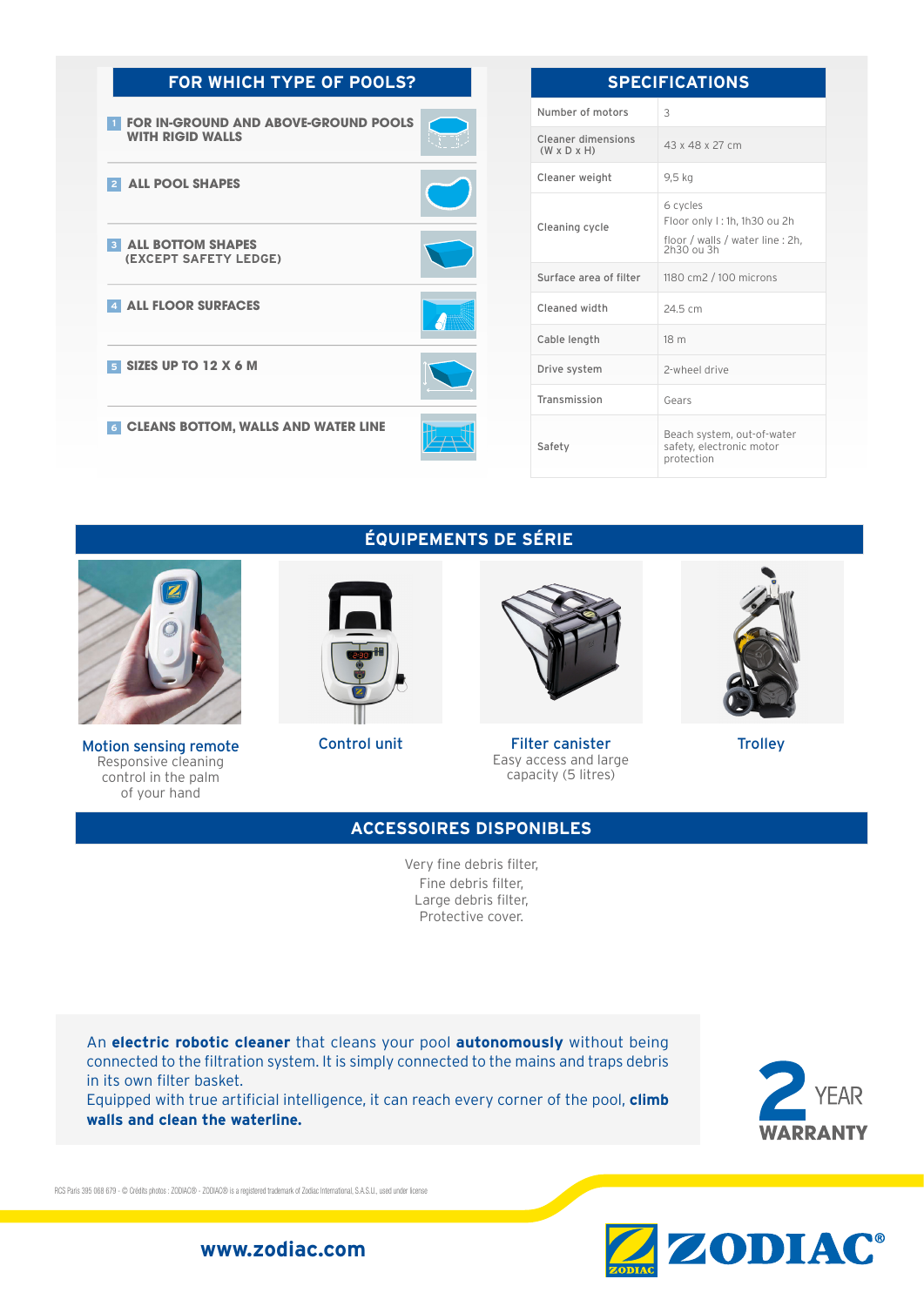## FOR WHICH TYPE OF POOLS?

1. **FOR IN-GROUND AND ABOVE-GROUND POOLS WITH RIGID WALLS**
2. **ALL POOL SHAPES**
3. **ALL BOTTOM SHAPES (EXCEPT SAFETY LEDGE)**
4. **ALL FLOOR SURFACES**
5. **SIZES UP TO 12 X 6 M**
6. **CLEANS BOTTOM, WALLS AND WATER LINE**

## SPECIFICATIONS

| | |
|---|---|
| Number of motors | 3 |
| Cleaner dimensions (W x D x H) | 43 x 48 x 27 cm |
| Cleaner weight | 9,5 kg |
| Cleaning cycle | 6 cycles<br>Floor only I : 1h, 1h30 ou 2h<br>floor / walls / water line : 2h, 2h30 ou 3h |
| Surface area of filter | 1180 cm2 / 100 microns |
| Cleaned width | 24.5 cm |
| Cable length | 18 m |
| Drive system | 2-wheel drive |
| Transmission | Gears |
| Safety | Beach system, out-of-water safety, electronic motor protection |

## ÉQUIPEMENTS DE SÉRIE

**Motion sensing remote**
Responsive cleaning control in the palm of your hand

**Control unit**

**Filter canister**
Easy access and large capacity (5 litres)

**Trolley**

## ACCESSOIRES DISPONIBLES

Very fine debris filter,
Fine debris filter,
Large debris filter,
Protective cover.

An **electric robotic cleaner** that cleans your pool **autonomously** without being connected to the filtration system. It is simply connected to the mains and traps debris in its own filter basket.
Equipped with true artificial intelligence, it can reach every corner of the pool, **climb walls and clean the waterline.**

**2 YEAR WARRANTY**

RCS Paris 395 068 679 - © Crédits photos : ZODIAC® - ZODIAC® is a registered trademark of Zodiac International, S.A.S.U., used under license

**www.zodiac.com**

ZODIAC®